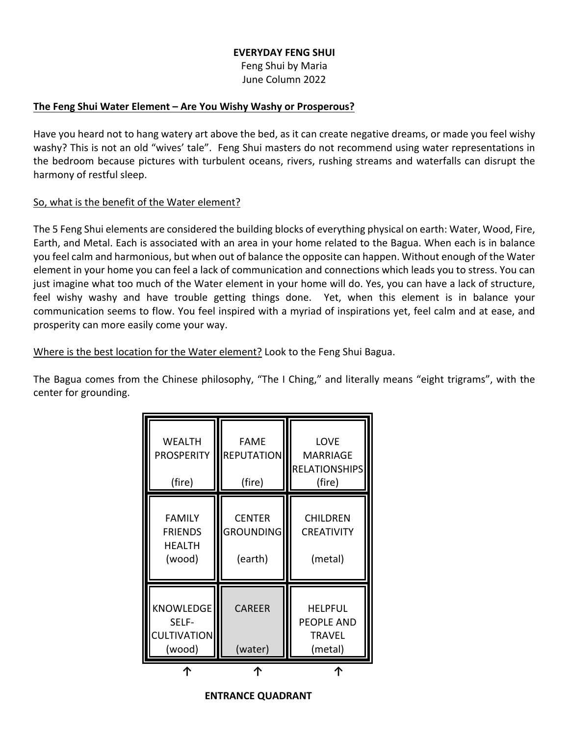**EVERYDAY FENG SHUI**

Feng Shui by Maria

June Column 2022

## The Feng Shui Water Element – Are You Wishy Washy or Prosperous?

Have you heard not to hang watery art above the bed, as it can create negative dreams, or made you feel wishy washy? This is not an old "wives' tale". Feng Shui masters do not recommend using water representations in the bedroom because pictures with turbulent oceans, rivers, rushing streams and waterfalls can disrupt the harmony of restful sleep.

### So, what is the benefit of the Water element?

The 5 Feng Shui elements are considered the building blocks of everything physical on earth: Water, Wood, Fire, Earth, and Metal. Each is associated with an area in your home related to the Bagua. When each is in balance you feel calm and harmonious, but when out of balance the opposite can happen. Without enough of the Water element in your home you can feel a lack of communication and connections which leads you to stress. You can just imagine what too much of the Water element in your home will do. Yes, you can have a lack of structure, feel wishy washy and have trouble getting things done. Yet, when this element is in balance your communication seems to flow. You feel inspired with a myriad of inspirations yet, feel calm and at ease, and prosperity can more easily come your way.

Where is the best location for the Water element? Look to the Feng Shui Bagua.

The Bagua comes from the Chinese philosophy, "The I Ching," and literally means "eight trigrams", with the center for grounding.

| | | |
|---|---|---|
| WEALTH PROSPERITY (fire) | FAME REPUTATION (fire) | LOVE MARRIAGE RELATIONSHIPS (fire) |
| FAMILY FRIENDS HEALTH (wood) | CENTER GROUNDING (earth) | CHILDREN CREATIVITY (metal) |
| KNOWLEDGE SELF-CULTIVATION (wood) | CAREER (water) | HELPFUL PEOPLE AND TRAVEL (metal) |
| ↑ | ↑ | ↑ |

**ENTRANCE QUADRANT**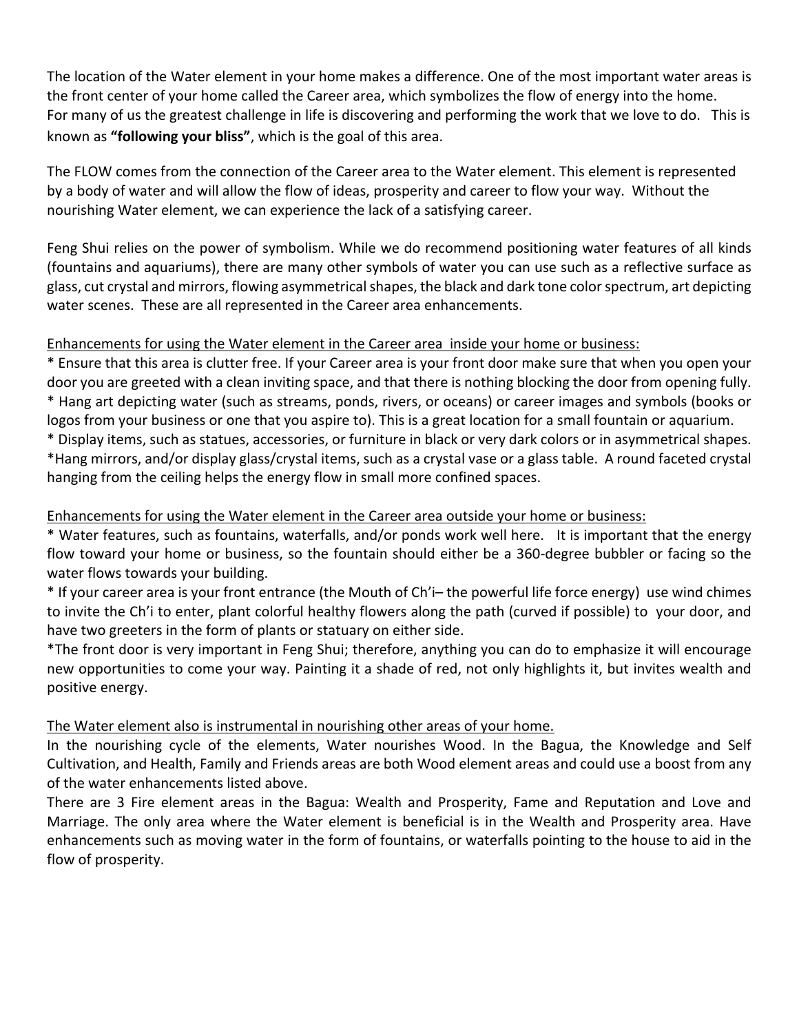The location of the Water element in your home makes a difference. One of the most important water areas is the front center of your home called the Career area, which symbolizes the flow of energy into the home. For many of us the greatest challenge in life is discovering and performing the work that we love to do. This is known as **"following your bliss"**, which is the goal of this area.

The FLOW comes from the connection of the Career area to the Water element. This element is represented by a body of water and will allow the flow of ideas, prosperity and career to flow your way. Without the nourishing Water element, we can experience the lack of a satisfying career.

Feng Shui relies on the power of symbolism. While we do recommend positioning water features of all kinds (fountains and aquariums), there are many other symbols of water you can use such as a reflective surface as glass, cut crystal and mirrors, flowing asymmetrical shapes, the black and dark tone color spectrum, art depicting water scenes. These are all represented in the Career area enhancements.

<u>Enhancements for using the Water element in the Career area inside your home or business:</u>

* Ensure that this area is clutter free. If your Career area is your front door make sure that when you open your door you are greeted with a clean inviting space, and that there is nothing blocking the door from opening fully.
* Hang art depicting water (such as streams, ponds, rivers, or oceans) or career images and symbols (books or logos from your business or one that you aspire to). This is a great location for a small fountain or aquarium.
* Display items, such as statues, accessories, or furniture in black or very dark colors or in asymmetrical shapes.
* Hang mirrors, and/or display glass/crystal items, such as a crystal vase or a glass table. A round faceted crystal hanging from the ceiling helps the energy flow in small more confined spaces.

<u>Enhancements for using the Water element in the Career area outside your home or business:</u>

* Water features, such as fountains, waterfalls, and/or ponds work well here. It is important that the energy flow toward your home or business, so the fountain should either be a 360-degree bubbler or facing so the water flows towards your building.
* If your career area is your front entrance (the Mouth of Ch'i– the powerful life force energy) use wind chimes to invite the Ch'i to enter, plant colorful healthy flowers along the path (curved if possible) to your door, and have two greeters in the form of plants or statuary on either side.
* The front door is very important in Feng Shui; therefore, anything you can do to emphasize it will encourage new opportunities to come your way. Painting it a shade of red, not only highlights it, but invites wealth and positive energy.

<u>The Water element also is instrumental in nourishing other areas of your home.</u>

In the nourishing cycle of the elements, Water nourishes Wood. In the Bagua, the Knowledge and Self Cultivation, and Health, Family and Friends areas are both Wood element areas and could use a boost from any of the water enhancements listed above.

There are 3 Fire element areas in the Bagua: Wealth and Prosperity, Fame and Reputation and Love and Marriage. The only area where the Water element is beneficial is in the Wealth and Prosperity area. Have enhancements such as moving water in the form of fountains, or waterfalls pointing to the house to aid in the flow of prosperity.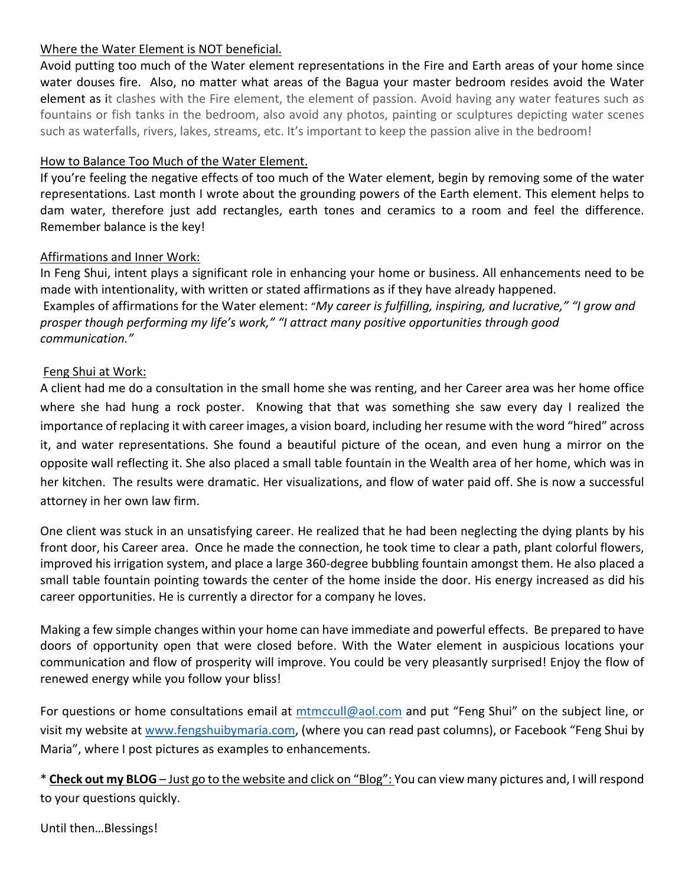Where the Water Element is NOT beneficial.

Avoid putting too much of the Water element representations in the Fire and Earth areas of your home since water douses fire. Also, no matter what areas of the Bagua your master bedroom resides avoid the Water element as it clashes with the Fire element, the element of passion. Avoid having any water features such as fountains or fish tanks in the bedroom, also avoid any photos, painting or sculptures depicting water scenes such as waterfalls, rivers, lakes, streams, etc. It's important to keep the passion alive in the bedroom!

How to Balance Too Much of the Water Element.

If you're feeling the negative effects of too much of the Water element, begin by removing some of the water representations. Last month I wrote about the grounding powers of the Earth element. This element helps to dam water, therefore just add rectangles, earth tones and ceramics to a room and feel the difference. Remember balance is the key!

Affirmations and Inner Work:

In Feng Shui, intent plays a significant role in enhancing your home or business. All enhancements need to be made with intentionality, with written or stated affirmations as if they have already happened.
Examples of affirmations for the Water element: *"My career is fulfilling, inspiring, and lucrative," "I grow and prosper though performing my life's work," "I attract many positive opportunities through good communication."*

Feng Shui at Work:

A client had me do a consultation in the small home she was renting, and her Career area was her home office where she had hung a rock poster. Knowing that that was something she saw every day I realized the importance of replacing it with career images, a vision board, including her resume with the word "hired" across it, and water representations. She found a beautiful picture of the ocean, and even hung a mirror on the opposite wall reflecting it. She also placed a small table fountain in the Wealth area of her home, which was in her kitchen. The results were dramatic. Her visualizations, and flow of water paid off. She is now a successful attorney in her own law firm.

One client was stuck in an unsatisfying career. He realized that he had been neglecting the dying plants by his front door, his Career area. Once he made the connection, he took time to clear a path, plant colorful flowers, improved his irrigation system, and place a large 360-degree bubbling fountain amongst them. He also placed a small table fountain pointing towards the center of the home inside the door. His energy increased as did his career opportunities. He is currently a director for a company he loves.

Making a few simple changes within your home can have immediate and powerful effects. Be prepared to have doors of opportunity open that were closed before. With the Water element in auspicious locations your communication and flow of prosperity will improve. You could be very pleasantly surprised! Enjoy the flow of renewed energy while you follow your bliss!

For questions or home consultations email at mtmccull@aol.com and put "Feng Shui" on the subject line, or visit my website at www.fengshuibymaria.com, (where you can read past columns), or Facebook "Feng Shui by Maria", where I post pictures as examples to enhancements.

* **Check out my BLOG** – Just go to the website and click on "Blog": You can view many pictures and, I will respond to your questions quickly.

Until then…Blessings!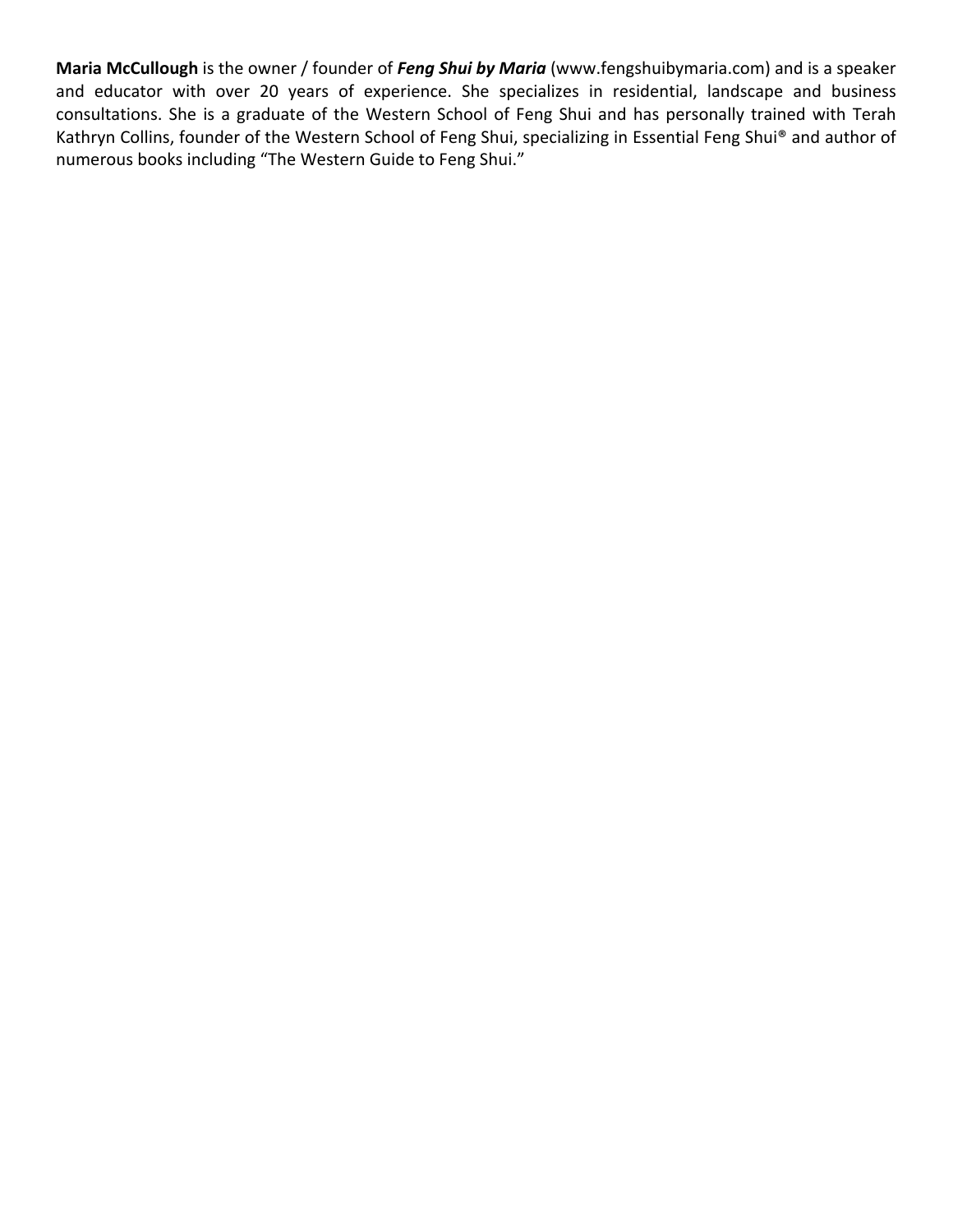**Maria McCullough** is the owner / founder of ***Feng Shui by Maria*** (www.fengshuibymaria.com) and is a speaker and educator with over 20 years of experience. She specializes in residential, landscape and business consultations. She is a graduate of the Western School of Feng Shui and has personally trained with Terah Kathryn Collins, founder of the Western School of Feng Shui, specializing in Essential Feng Shui® and author of numerous books including "The Western Guide to Feng Shui."